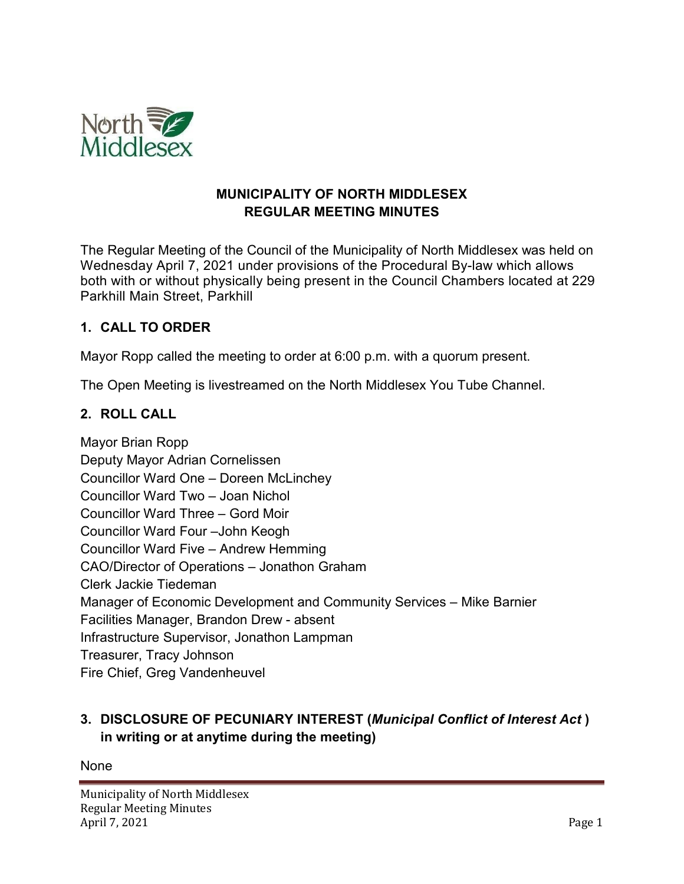# MUNICIPALITY OF NORTH MIDDLESEX
## REGULAR MEETING MINUTES

The Regular Meeting of the Council of the Municipality of North Middlesex was held on Wednesday April 7, 2021 under provisions of the Procedural By-law which allows both with or without physically being present in the Council Chambers located at 229 Parkhill Main Street, Parkhill

## 1. CALL TO ORDER

Mayor Ropp called the meeting to order at 6:00 p.m. with a quorum present.

The Open Meeting is livestreamed on the North Middlesex You Tube Channel.

## 2. ROLL CALL

Mayor Brian Ropp
Deputy Mayor Adrian Cornelissen
Councillor Ward One – Doreen McLinchey
Councillor Ward Two – Joan Nichol
Councillor Ward Three – Gord Moir
Councillor Ward Four –John Keogh
Councillor Ward Five – Andrew Hemming
CAO/Director of Operations – Jonathon Graham
Clerk Jackie Tiedeman
Manager of Economic Development and Community Services – Mike Barnier
Facilities Manager, Brandon Drew - absent
Infrastructure Supervisor, Jonathon Lampman
Treasurer, Tracy Johnson
Fire Chief, Greg Vandenheuvel

## 3. DISCLOSURE OF PECUNIARY INTEREST (*Municipal Conflict of Interest Act* ) in writing or at anytime during the meeting)

None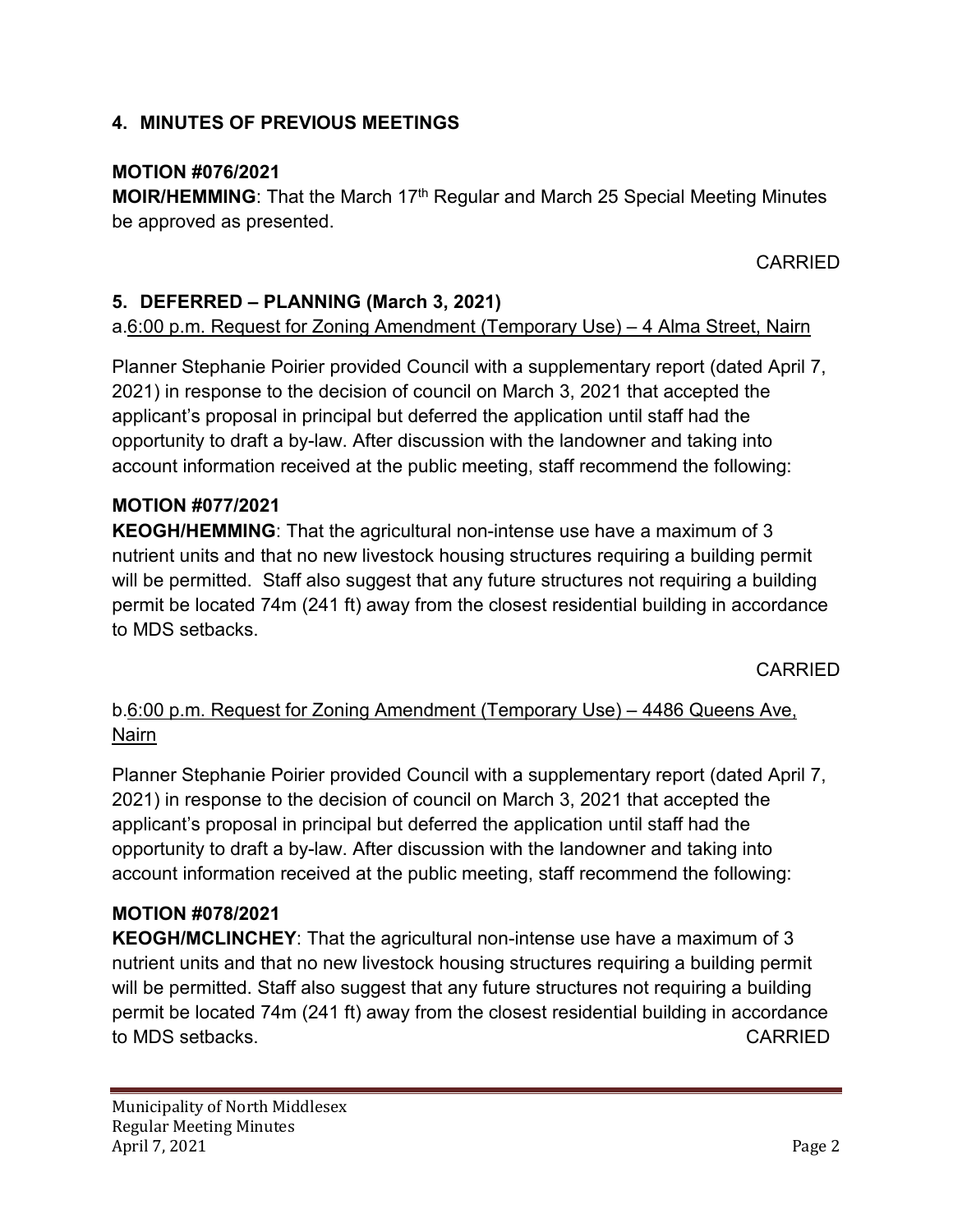## 4. MINUTES OF PREVIOUS MEETINGS

**MOTION #076/2021**
**MOIR/HEMMING**: That the March 17th Regular and March 25 Special Meeting Minutes be approved as presented.

CARRIED

## 5. DEFERRED – PLANNING (March 3, 2021)

a. 6:00 p.m. Request for Zoning Amendment (Temporary Use) – 4 Alma Street, Nairn

Planner Stephanie Poirier provided Council with a supplementary report (dated April 7, 2021) in response to the decision of council on March 3, 2021 that accepted the applicant's proposal in principal but deferred the application until staff had the opportunity to draft a by-law. After discussion with the landowner and taking into account information received at the public meeting, staff recommend the following:

**MOTION #077/2021**
**KEOGH/HEMMING**: That the agricultural non-intense use have a maximum of 3 nutrient units and that no new livestock housing structures requiring a building permit will be permitted. Staff also suggest that any future structures not requiring a building permit be located 74m (241 ft) away from the closest residential building in accordance to MDS setbacks.

CARRIED

b. 6:00 p.m. Request for Zoning Amendment (Temporary Use) – 4486 Queens Ave, Nairn

Planner Stephanie Poirier provided Council with a supplementary report (dated April 7, 2021) in response to the decision of council on March 3, 2021 that accepted the applicant's proposal in principal but deferred the application until staff had the opportunity to draft a by-law. After discussion with the landowner and taking into account information received at the public meeting, staff recommend the following:

**MOTION #078/2021**
**KEOGH/MCLINCHEY**: That the agricultural non-intense use have a maximum of 3 nutrient units and that no new livestock housing structures requiring a building permit will be permitted. Staff also suggest that any future structures not requiring a building permit be located 74m (241 ft) away from the closest residential building in accordance to MDS setbacks.

CARRIED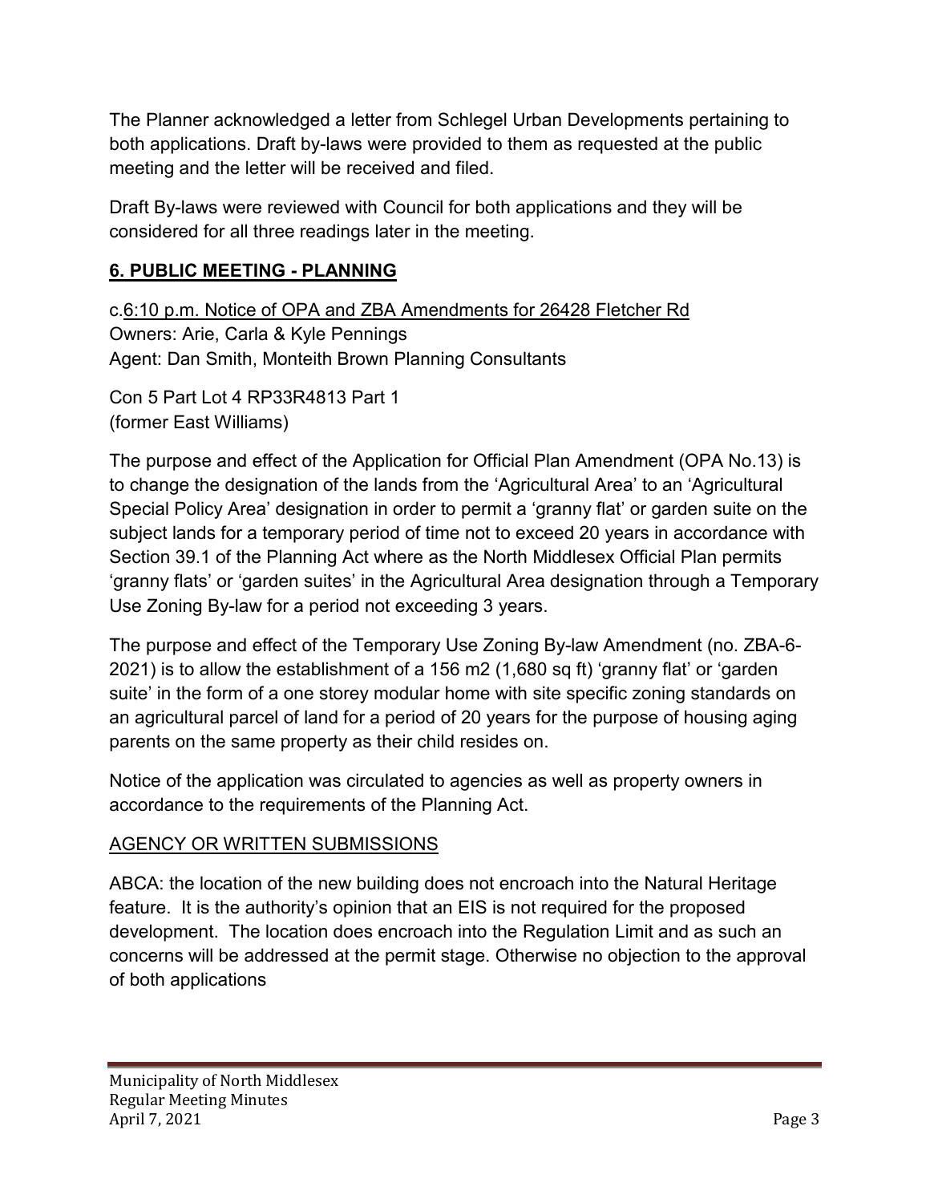The Planner acknowledged a letter from Schlegel Urban Developments pertaining to both applications. Draft by-laws were provided to them as requested at the public meeting and the letter will be received and filed.

Draft By-laws were reviewed with Council for both applications and they will be considered for all three readings later in the meeting.

## 6. PUBLIC MEETING - PLANNING

c.6:10 p.m. Notice of OPA and ZBA Amendments for 26428 Fletcher Rd
Owners: Arie, Carla & Kyle Pennings
Agent: Dan Smith, Monteith Brown Planning Consultants

Con 5 Part Lot 4 RP33R4813 Part 1
(former East Williams)

The purpose and effect of the Application for Official Plan Amendment (OPA No.13) is to change the designation of the lands from the 'Agricultural Area' to an 'Agricultural Special Policy Area' designation in order to permit a 'granny flat' or garden suite on the subject lands for a temporary period of time not to exceed 20 years in accordance with Section 39.1 of the Planning Act where as the North Middlesex Official Plan permits 'granny flats' or 'garden suites' in the Agricultural Area designation through a Temporary Use Zoning By-law for a period not exceeding 3 years.

The purpose and effect of the Temporary Use Zoning By-law Amendment (no. ZBA-6-2021) is to allow the establishment of a 156 m2 (1,680 sq ft) 'granny flat' or 'garden suite' in the form of a one storey modular home with site specific zoning standards on an agricultural parcel of land for a period of 20 years for the purpose of housing aging parents on the same property as their child resides on.

Notice of the application was circulated to agencies as well as property owners in accordance to the requirements of the Planning Act.

AGENCY OR WRITTEN SUBMISSIONS

ABCA: the location of the new building does not encroach into the Natural Heritage feature. It is the authority's opinion that an EIS is not required for the proposed development. The location does encroach into the Regulation Limit and as such an concerns will be addressed at the permit stage. Otherwise no objection to the approval of both applications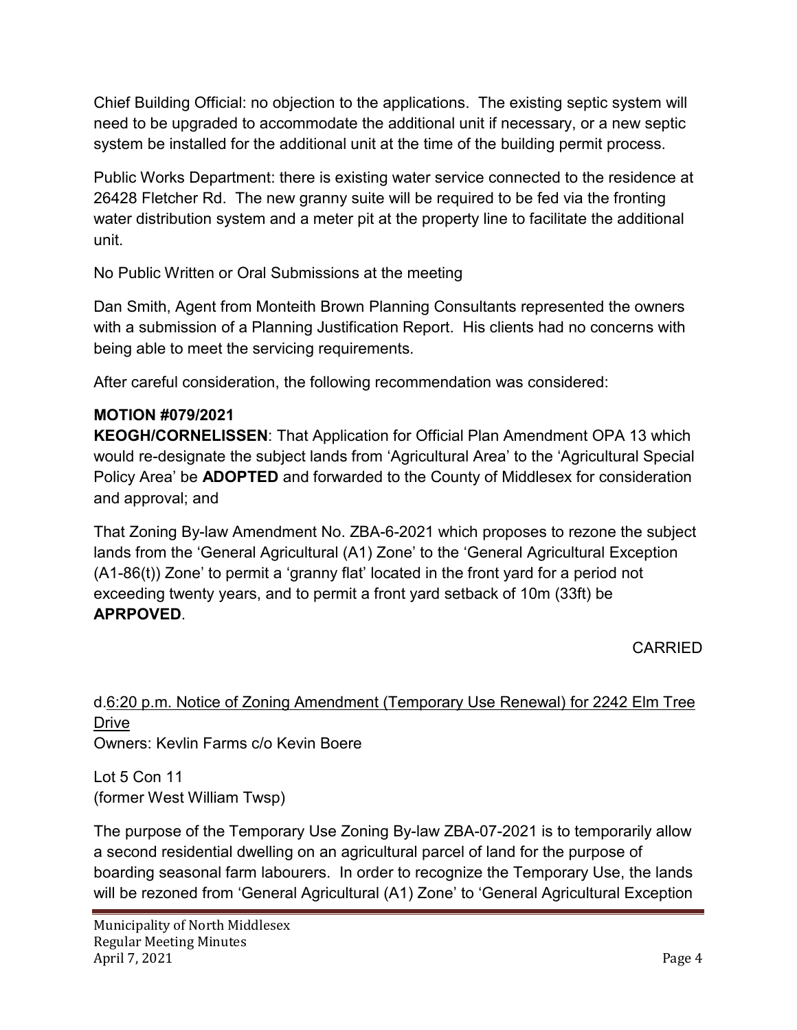Chief Building Official: no objection to the applications. The existing septic system will need to be upgraded to accommodate the additional unit if necessary, or a new septic system be installed for the additional unit at the time of the building permit process.

Public Works Department: there is existing water service connected to the residence at 26428 Fletcher Rd. The new granny suite will be required to be fed via the fronting water distribution system and a meter pit at the property line to facilitate the additional unit.

No Public Written or Oral Submissions at the meeting

Dan Smith, Agent from Monteith Brown Planning Consultants represented the owners with a submission of a Planning Justification Report. His clients had no concerns with being able to meet the servicing requirements.

After careful consideration, the following recommendation was considered:

**MOTION #079/2021**
**KEOGH/CORNELISSEN**: That Application for Official Plan Amendment OPA 13 which would re-designate the subject lands from 'Agricultural Area' to the 'Agricultural Special Policy Area' be **ADOPTED** and forwarded to the County of Middlesex for consideration and approval; and

That Zoning By-law Amendment No. ZBA-6-2021 which proposes to rezone the subject lands from the 'General Agricultural (A1) Zone' to the 'General Agricultural Exception (A1-86(t)) Zone' to permit a 'granny flat' located in the front yard for a period not exceeding twenty years, and to permit a front yard setback of 10m (33ft) be **APRPOVED**.

CARRIED

d. <u>6:20 p.m. Notice of Zoning Amendment (Temporary Use Renewal) for 2242 Elm Tree Drive</u>
Owners: Kevlin Farms c/o Kevin Boere

Lot 5 Con 11
(former West William Twsp)

The purpose of the Temporary Use Zoning By-law ZBA-07-2021 is to temporarily allow a second residential dwelling on an agricultural parcel of land for the purpose of boarding seasonal farm labourers. In order to recognize the Temporary Use, the lands will be rezoned from 'General Agricultural (A1) Zone' to 'General Agricultural Exception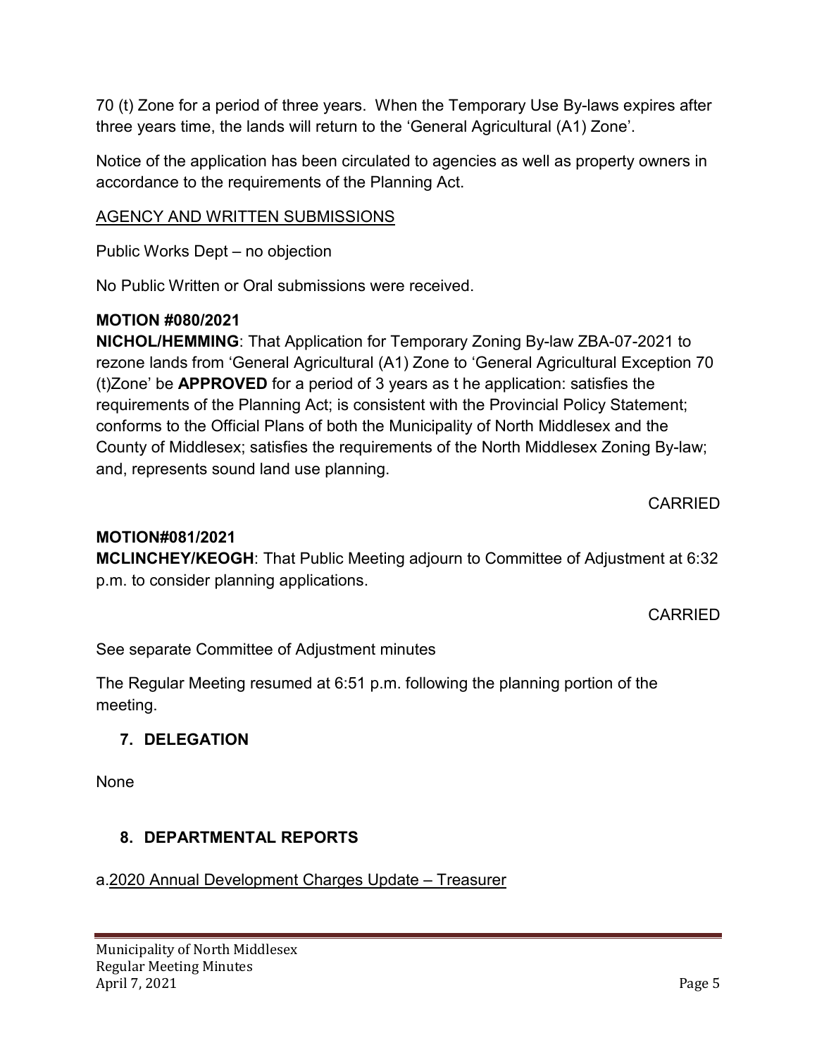70 (t) Zone for a period of three years. When the Temporary Use By-laws expires after three years time, the lands will return to the 'General Agricultural (A1) Zone'.

Notice of the application has been circulated to agencies as well as property owners in accordance to the requirements of the Planning Act.

AGENCY AND WRITTEN SUBMISSIONS

Public Works Dept – no objection

No Public Written or Oral submissions were received.

**MOTION #080/2021**
**NICHOL/HEMMING**: That Application for Temporary Zoning By-law ZBA-07-2021 to rezone lands from 'General Agricultural (A1) Zone to 'General Agricultural Exception 70 (t)Zone' be **APPROVED** for a period of 3 years as t he application: satisfies the requirements of the Planning Act; is consistent with the Provincial Policy Statement; conforms to the Official Plans of both the Municipality of North Middlesex and the County of Middlesex; satisfies the requirements of the North Middlesex Zoning By-law; and, represents sound land use planning.

CARRIED

**MOTION#081/2021**
**MCLINCHEY/KEOGH**: That Public Meeting adjourn to Committee of Adjustment at 6:32 p.m. to consider planning applications.

CARRIED

See separate Committee of Adjustment minutes

The Regular Meeting resumed at 6:51 p.m. following the planning portion of the meeting.

## 7. DELEGATION

None

## 8. DEPARTMENTAL REPORTS

a. 2020 Annual Development Charges Update – Treasurer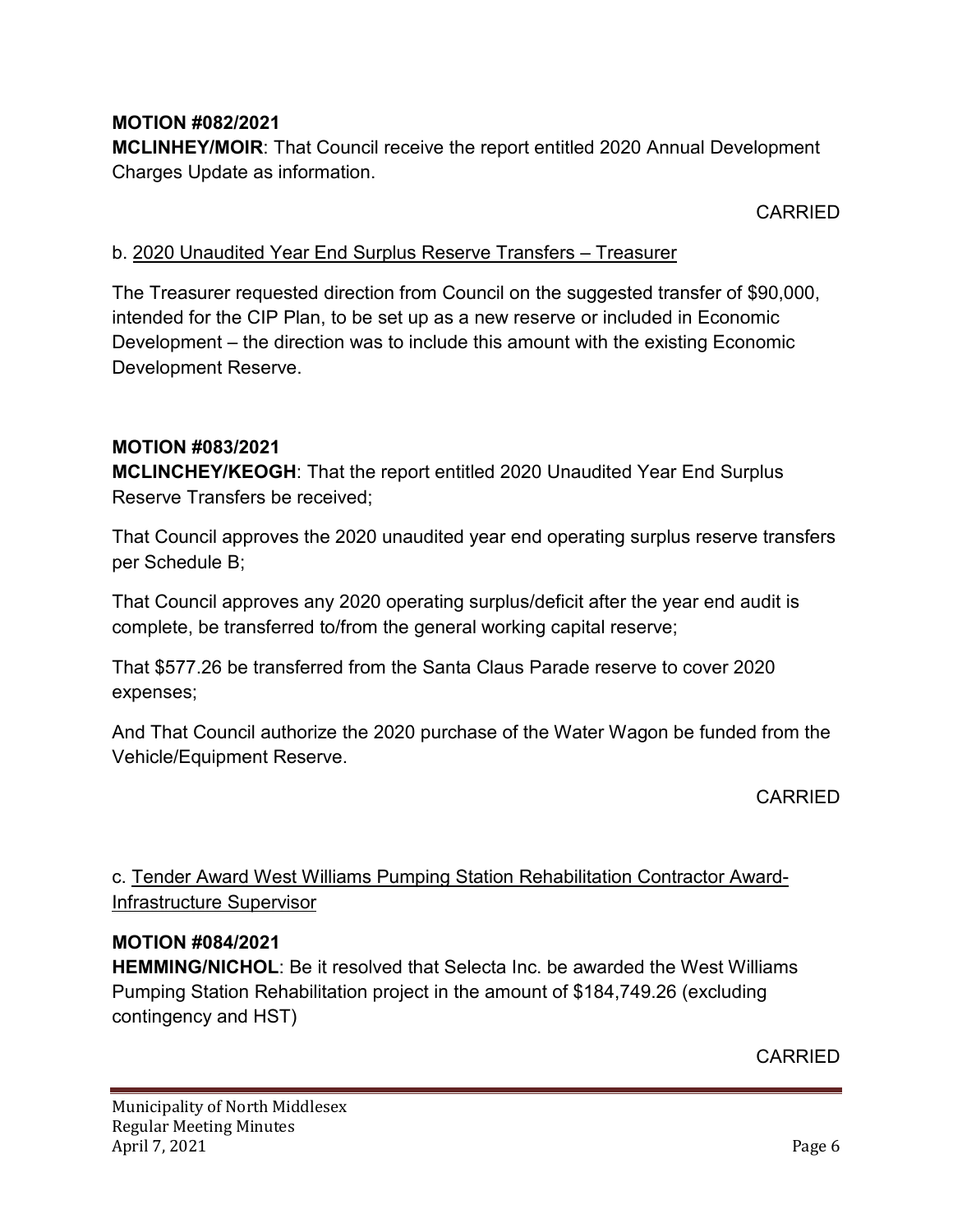**MOTION #082/2021**
**MCLINHEY/MOIR**: That Council receive the report entitled 2020 Annual Development Charges Update as information.

CARRIED

b. <u>2020 Unaudited Year End Surplus Reserve Transfers – Treasurer</u>

The Treasurer requested direction from Council on the suggested transfer of $90,000, intended for the CIP Plan, to be set up as a new reserve or included in Economic Development – the direction was to include this amount with the existing Economic Development Reserve.

**MOTION #083/2021**
**MCLINCHEY/KEOGH**: That the report entitled 2020 Unaudited Year End Surplus Reserve Transfers be received;

That Council approves the 2020 unaudited year end operating surplus reserve transfers per Schedule B;

That Council approves any 2020 operating surplus/deficit after the year end audit is complete, be transferred to/from the general working capital reserve;

That $577.26 be transferred from the Santa Claus Parade reserve to cover 2020 expenses;

And That Council authorize the 2020 purchase of the Water Wagon be funded from the Vehicle/Equipment Reserve.

CARRIED

c. <u>Tender Award West Williams Pumping Station Rehabilitation Contractor Award-Infrastructure Supervisor</u>

**MOTION #084/2021**
**HEMMING/NICHOL**: Be it resolved that Selecta Inc. be awarded the West Williams Pumping Station Rehabilitation project in the amount of $184,749.26 (excluding contingency and HST)

CARRIED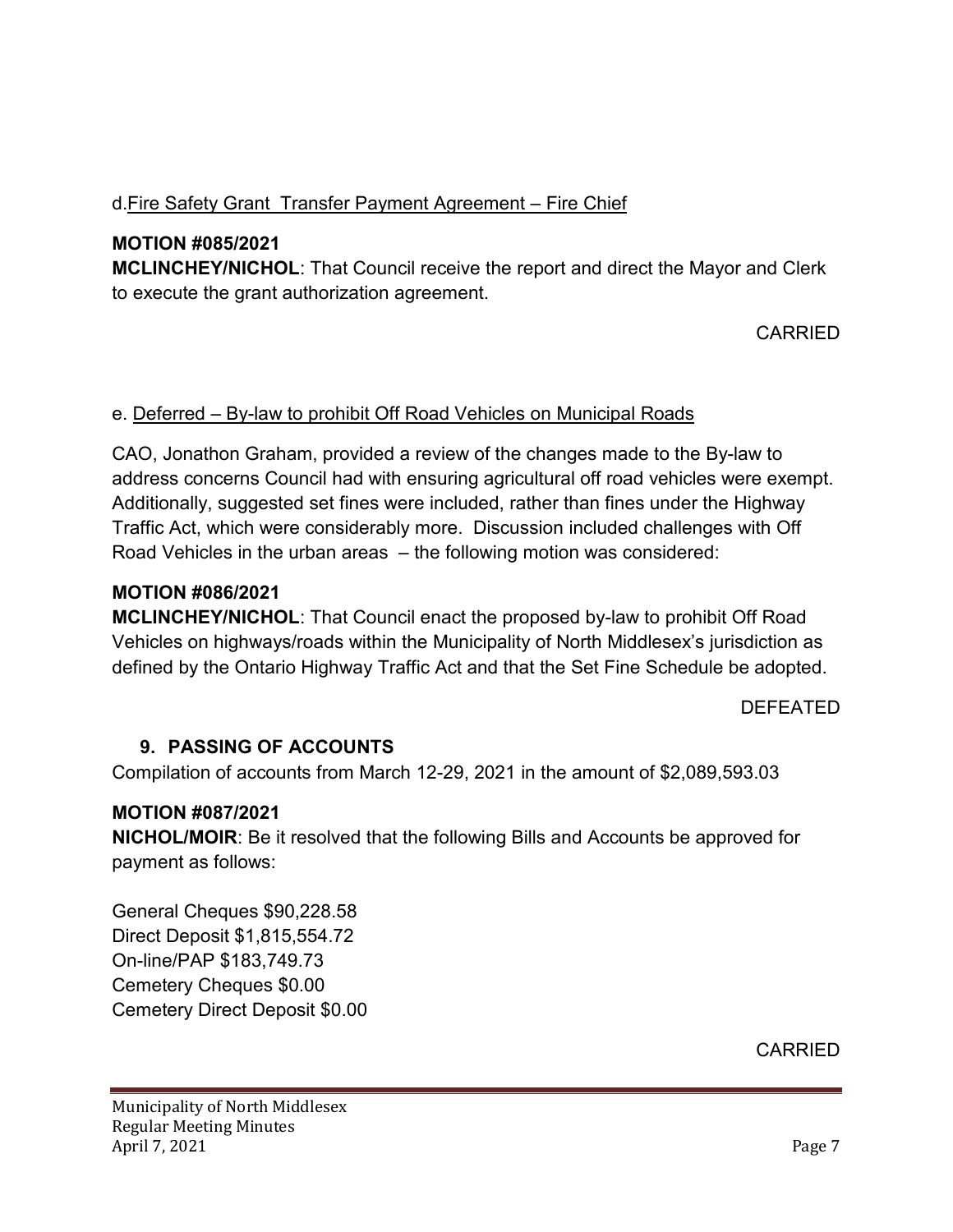d. Fire Safety Grant Transfer Payment Agreement – Fire Chief

**MOTION #085/2021**

**MCLINCHEY/NICHOL**: That Council receive the report and direct the Mayor and Clerk to execute the grant authorization agreement.

CARRIED

e. Deferred – By-law to prohibit Off Road Vehicles on Municipal Roads

CAO, Jonathon Graham, provided a review of the changes made to the By-law to address concerns Council had with ensuring agricultural off road vehicles were exempt. Additionally, suggested set fines were included, rather than fines under the Highway Traffic Act, which were considerably more. Discussion included challenges with Off Road Vehicles in the urban areas – the following motion was considered:

**MOTION #086/2021**

**MCLINCHEY/NICHOL**: That Council enact the proposed by-law to prohibit Off Road Vehicles on highways/roads within the Municipality of North Middlesex's jurisdiction as defined by the Ontario Highway Traffic Act and that the Set Fine Schedule be adopted.

DEFEATED

## 9. PASSING OF ACCOUNTS

Compilation of accounts from March 12-29, 2021 in the amount of $2,089,593.03

**MOTION #087/2021**

**NICHOL/MOIR**: Be it resolved that the following Bills and Accounts be approved for payment as follows:

General Cheques $90,228.58
Direct Deposit $1,815,554.72
On-line/PAP $183,749.73
Cemetery Cheques $0.00
Cemetery Direct Deposit $0.00

CARRIED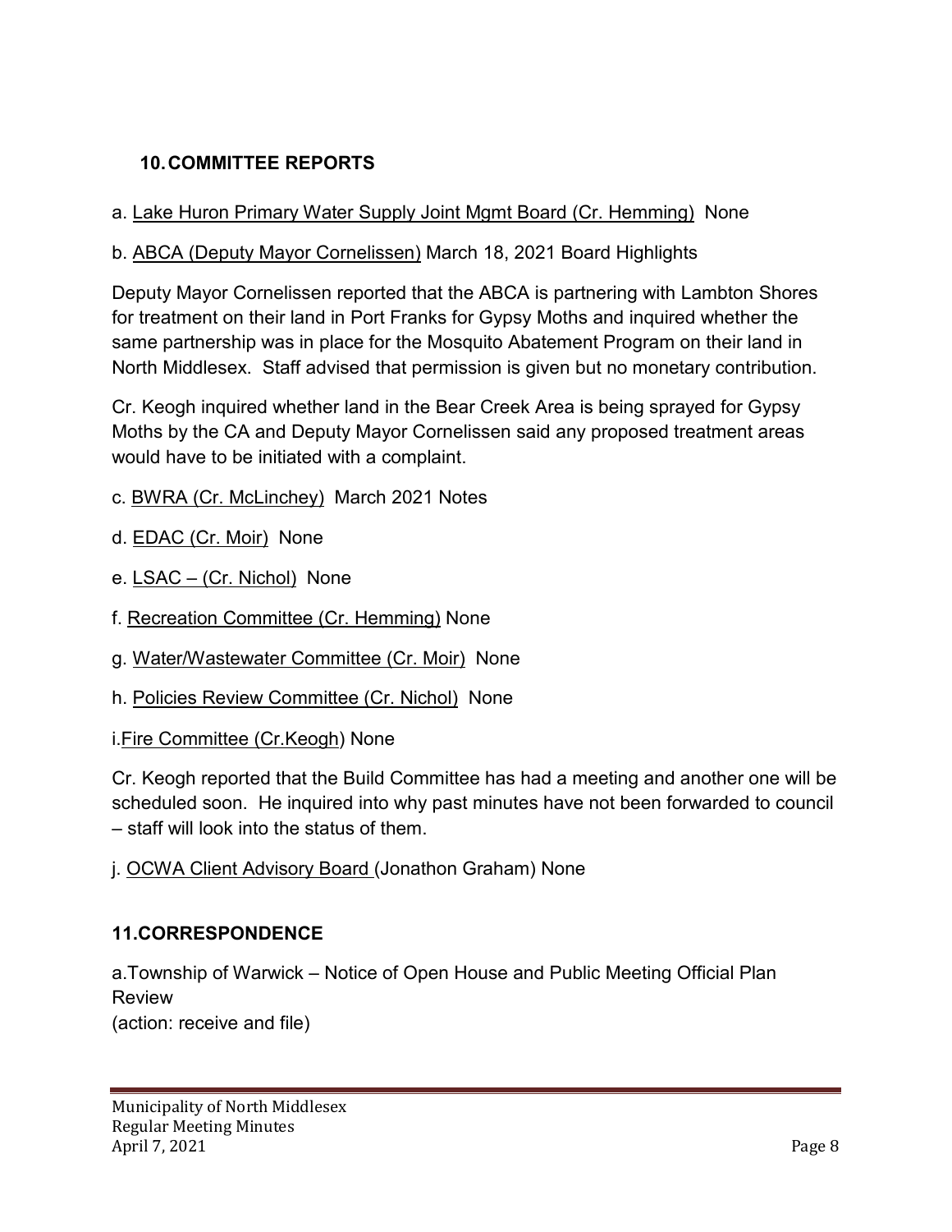## 10. COMMITTEE REPORTS

a. Lake Huron Primary Water Supply Joint Mgmt Board (Cr. Hemming) None

b. ABCA (Deputy Mayor Cornelissen) March 18, 2021 Board Highlights

Deputy Mayor Cornelissen reported that the ABCA is partnering with Lambton Shores for treatment on their land in Port Franks for Gypsy Moths and inquired whether the same partnership was in place for the Mosquito Abatement Program on their land in North Middlesex. Staff advised that permission is given but no monetary contribution.

Cr. Keogh inquired whether land in the Bear Creek Area is being sprayed for Gypsy Moths by the CA and Deputy Mayor Cornelissen said any proposed treatment areas would have to be initiated with a complaint.

c. BWRA (Cr. McLinchey) March 2021 Notes

d. EDAC (Cr. Moir) None

e. LSAC – (Cr. Nichol) None

f. Recreation Committee (Cr. Hemming) None

g. Water/Wastewater Committee (Cr. Moir) None

h. Policies Review Committee (Cr. Nichol) None

i. Fire Committee (Cr.Keogh) None

Cr. Keogh reported that the Build Committee has had a meeting and another one will be scheduled soon. He inquired into why past minutes have not been forwarded to council – staff will look into the status of them.

j. OCWA Client Advisory Board (Jonathon Graham) None

## 11. CORRESPONDENCE

a. Township of Warwick – Notice of Open House and Public Meeting Official Plan Review
(action: receive and file)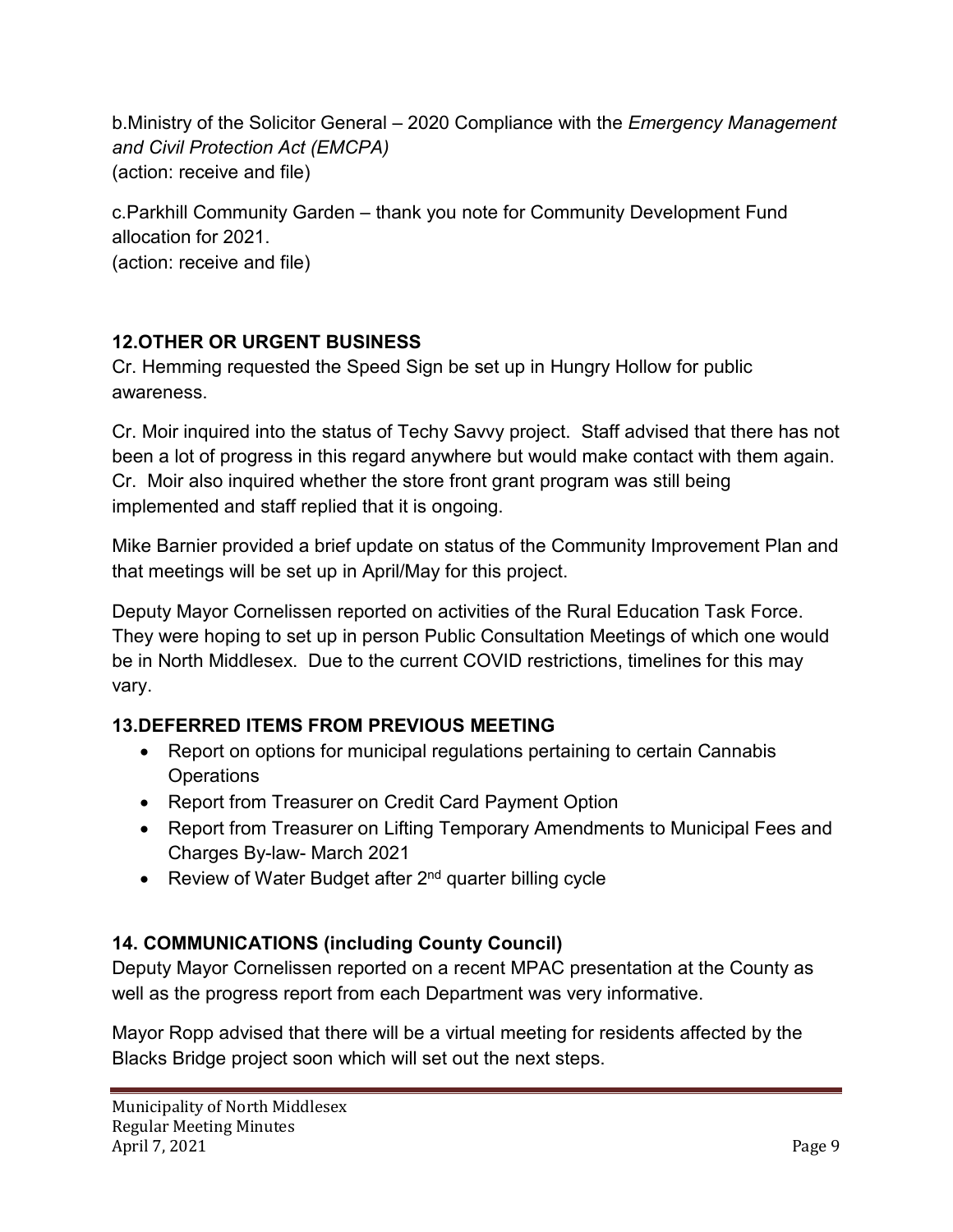b.Ministry of the Solicitor General – 2020 Compliance with the *Emergency Management and Civil Protection Act (EMCPA)*
(action: receive and file)

c.Parkhill Community Garden – thank you note for Community Development Fund allocation for 2021.
(action: receive and file)

## 12.OTHER OR URGENT BUSINESS

Cr. Hemming requested the Speed Sign be set up in Hungry Hollow for public awareness.

Cr. Moir inquired into the status of Techy Savvy project. Staff advised that there has not been a lot of progress in this regard anywhere but would make contact with them again. Cr. Moir also inquired whether the store front grant program was still being implemented and staff replied that it is ongoing.

Mike Barnier provided a brief update on status of the Community Improvement Plan and that meetings will be set up in April/May for this project.

Deputy Mayor Cornelissen reported on activities of the Rural Education Task Force. They were hoping to set up in person Public Consultation Meetings of which one would be in North Middlesex. Due to the current COVID restrictions, timelines for this may vary.

## 13.DEFERRED ITEMS FROM PREVIOUS MEETING

- Report on options for municipal regulations pertaining to certain Cannabis Operations
- Report from Treasurer on Credit Card Payment Option
- Report from Treasurer on Lifting Temporary Amendments to Municipal Fees and Charges By-law- March 2021
- Review of Water Budget after 2nd quarter billing cycle

## 14. COMMUNICATIONS (including County Council)

Deputy Mayor Cornelissen reported on a recent MPAC presentation at the County as well as the progress report from each Department was very informative.

Mayor Ropp advised that there will be a virtual meeting for residents affected by the Blacks Bridge project soon which will set out the next steps.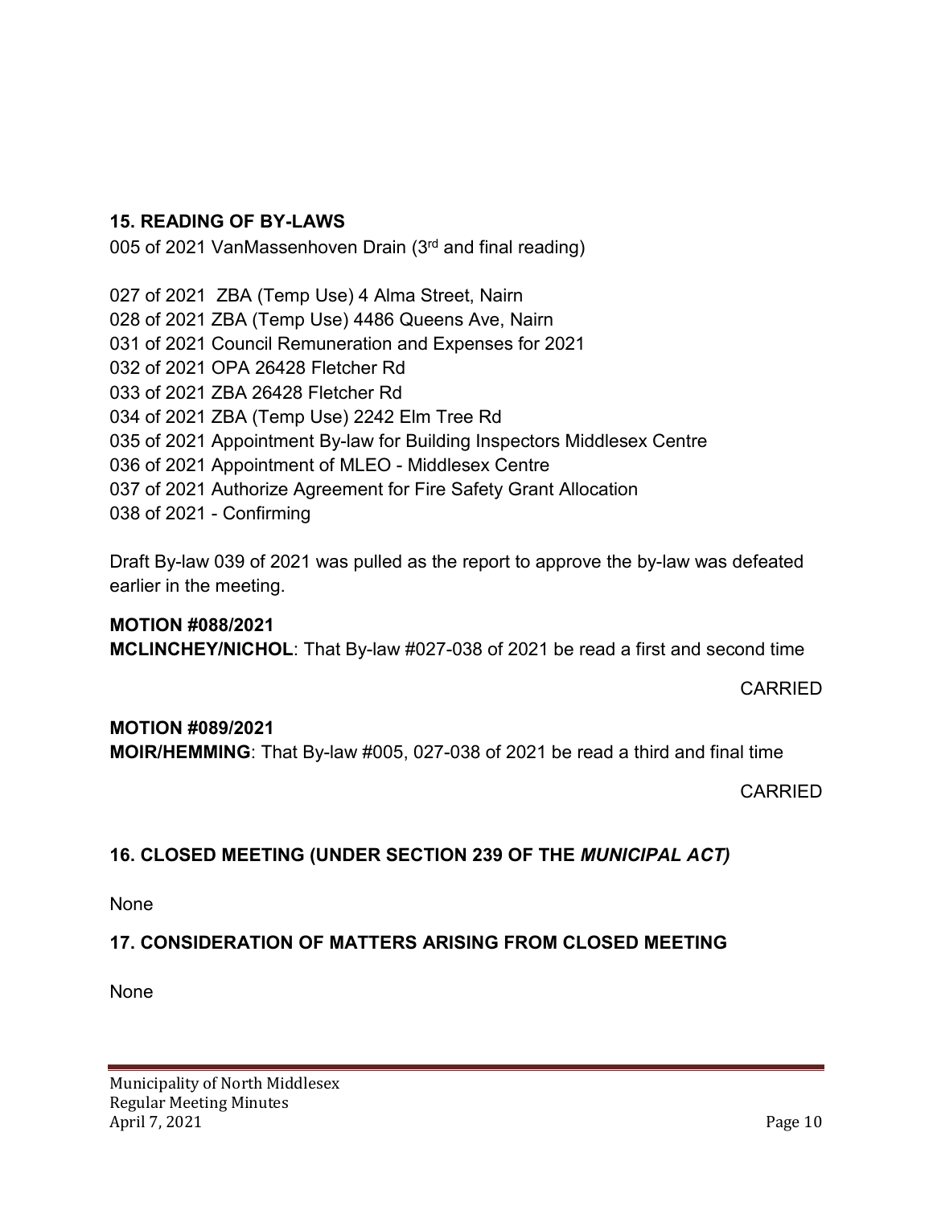## 15. READING OF BY-LAWS

005 of 2021 VanMassenhoven Drain (3rd and final reading)

027 of 2021 ZBA (Temp Use) 4 Alma Street, Nairn
028 of 2021 ZBA (Temp Use) 4486 Queens Ave, Nairn
031 of 2021 Council Remuneration and Expenses for 2021
032 of 2021 OPA 26428 Fletcher Rd
033 of 2021 ZBA 26428 Fletcher Rd
034 of 2021 ZBA (Temp Use) 2242 Elm Tree Rd
035 of 2021 Appointment By-law for Building Inspectors Middlesex Centre
036 of 2021 Appointment of MLEO - Middlesex Centre
037 of 2021 Authorize Agreement for Fire Safety Grant Allocation
038 of 2021 - Confirming

Draft By-law 039 of 2021 was pulled as the report to approve the by-law was defeated earlier in the meeting.

**MOTION #088/2021**
**MCLINCHEY/NICHOL**: That By-law #027-038 of 2021 be read a first and second time

CARRIED

**MOTION #089/2021**
**MOIR/HEMMING**: That By-law #005, 027-038 of 2021 be read a third and final time

CARRIED

## 16. CLOSED MEETING (UNDER SECTION 239 OF THE *MUNICIPAL ACT)*

None

## 17. CONSIDERATION OF MATTERS ARISING FROM CLOSED MEETING

None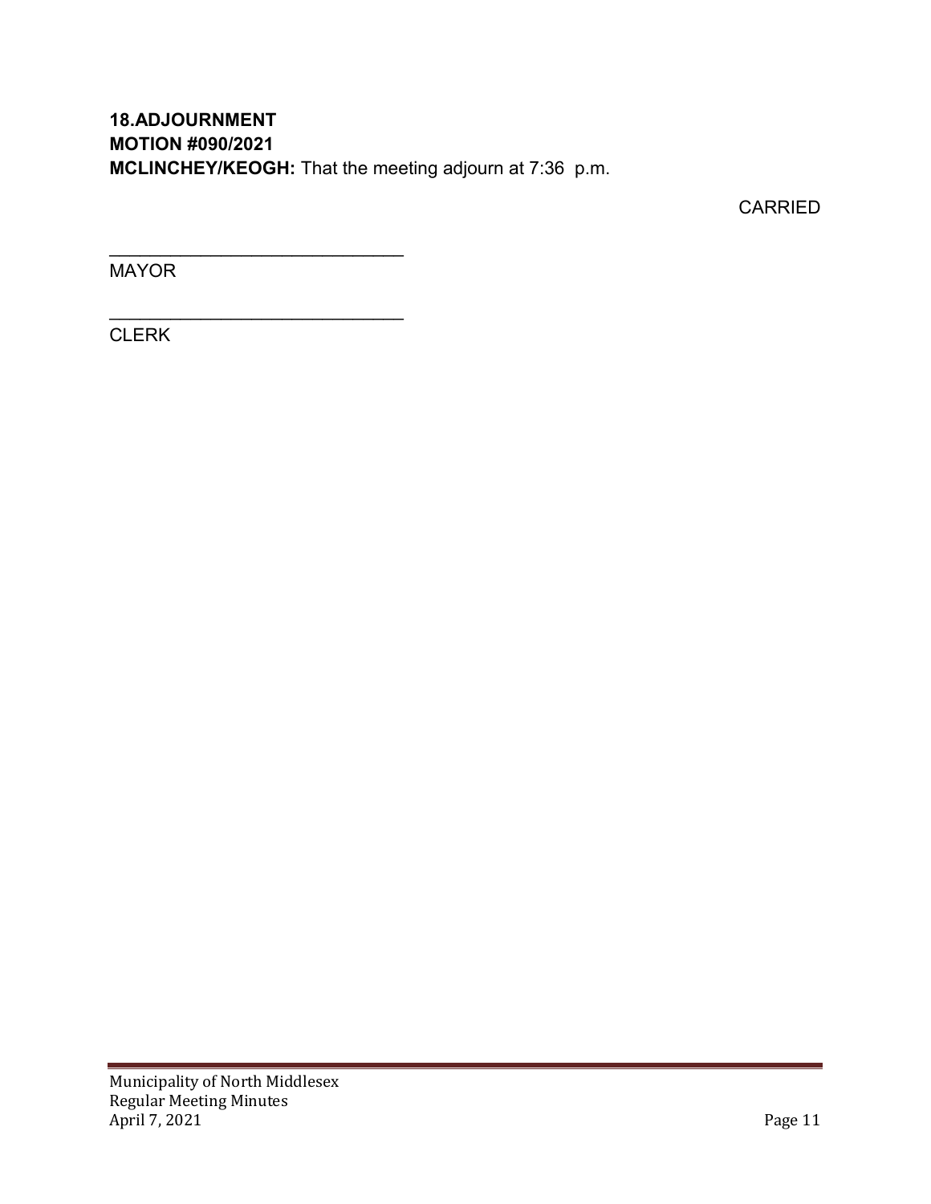**18.ADJOURNMENT**
**MOTION #090/2021**
**MCLINCHEY/KEOGH:** That the meeting adjourn at 7:36 p.m.

CARRIED

_______________________________
MAYOR

_______________________________
CLERK